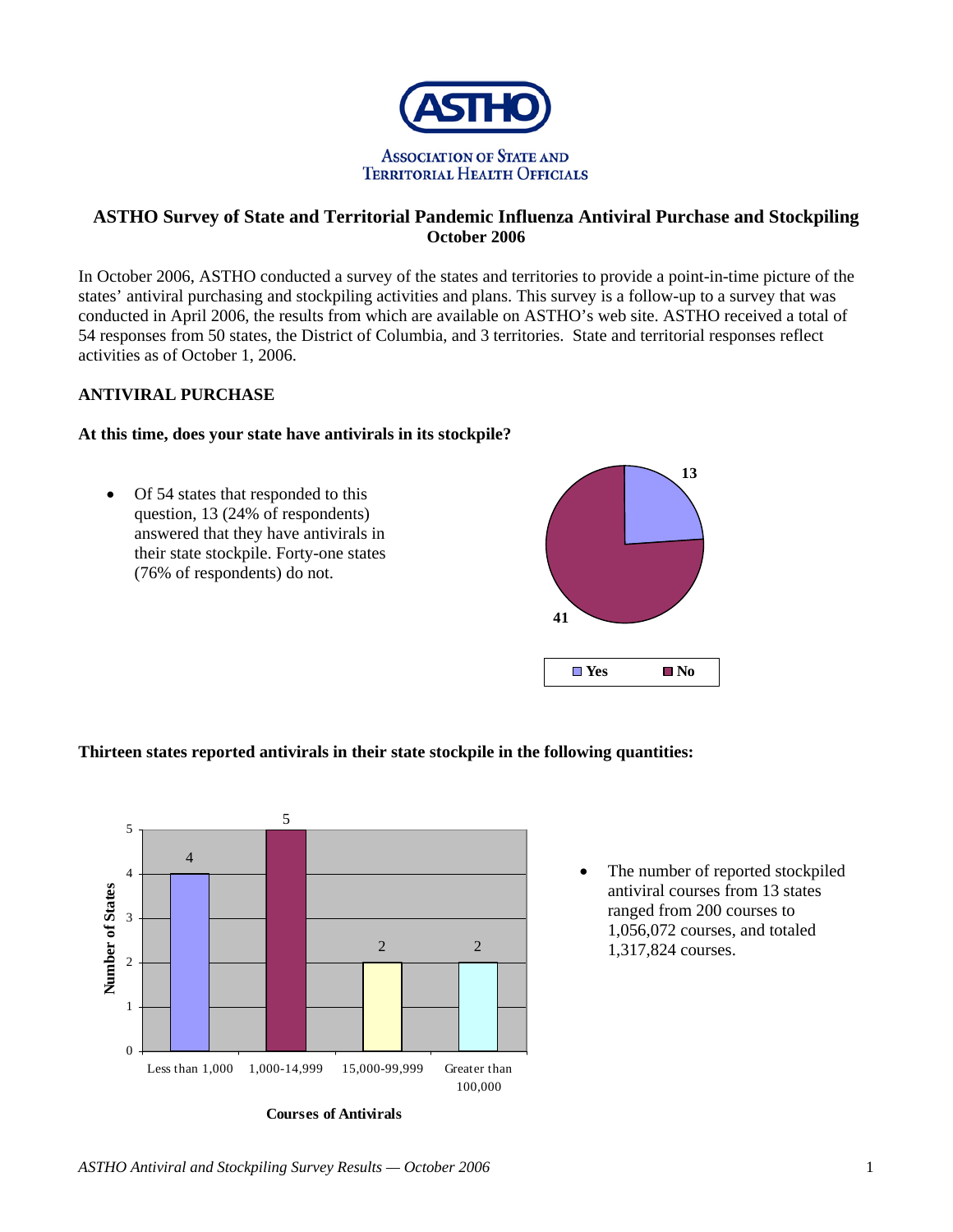# ASTHO

ASSOCIATION OF STATE AND TERRITORIAL HEALTH OFFICIALS

## ASTHO Survey of State and Territorial Pandemic Influenza Antiviral Purchase and Stockpiling
**October 2006**

In October 2006, ASTHO conducted a survey of the states and territories to provide a point-in-time picture of the states' antiviral purchasing and stockpiling activities and plans. This survey is a follow-up to a survey that was conducted in April 2006, the results from which are available on ASTHO's web site. ASTHO received a total of 54 responses from 50 states, the District of Columbia, and 3 territories. State and territorial responses reflect activities as of October 1, 2006.

### ANTIVIRAL PURCHASE

**At this time, does your state have antivirals in its stockpile?**

- Of 54 states that responded to this question, 13 (24% of respondents) answered that they have antivirals in their state stockpile. Forty-one states (76% of respondents) do not.

| Response | Number |
|---|---|
| Yes | 13 |
| No | 41 |

**Thirteen states reported antivirals in their state stockpile in the following quantities:**

| Courses of Antivirals | Number of States |
|---|---|
| Less than 1,000 | 4 |
| 1,000-14,999 | 5 |
| 15,000-99,999 | 2 |
| Greater than 100,000 | 2 |

- The number of reported stockpiled antiviral courses from 13 states ranged from 200 courses to 1,056,072 courses, and totaled 1,317,824 courses.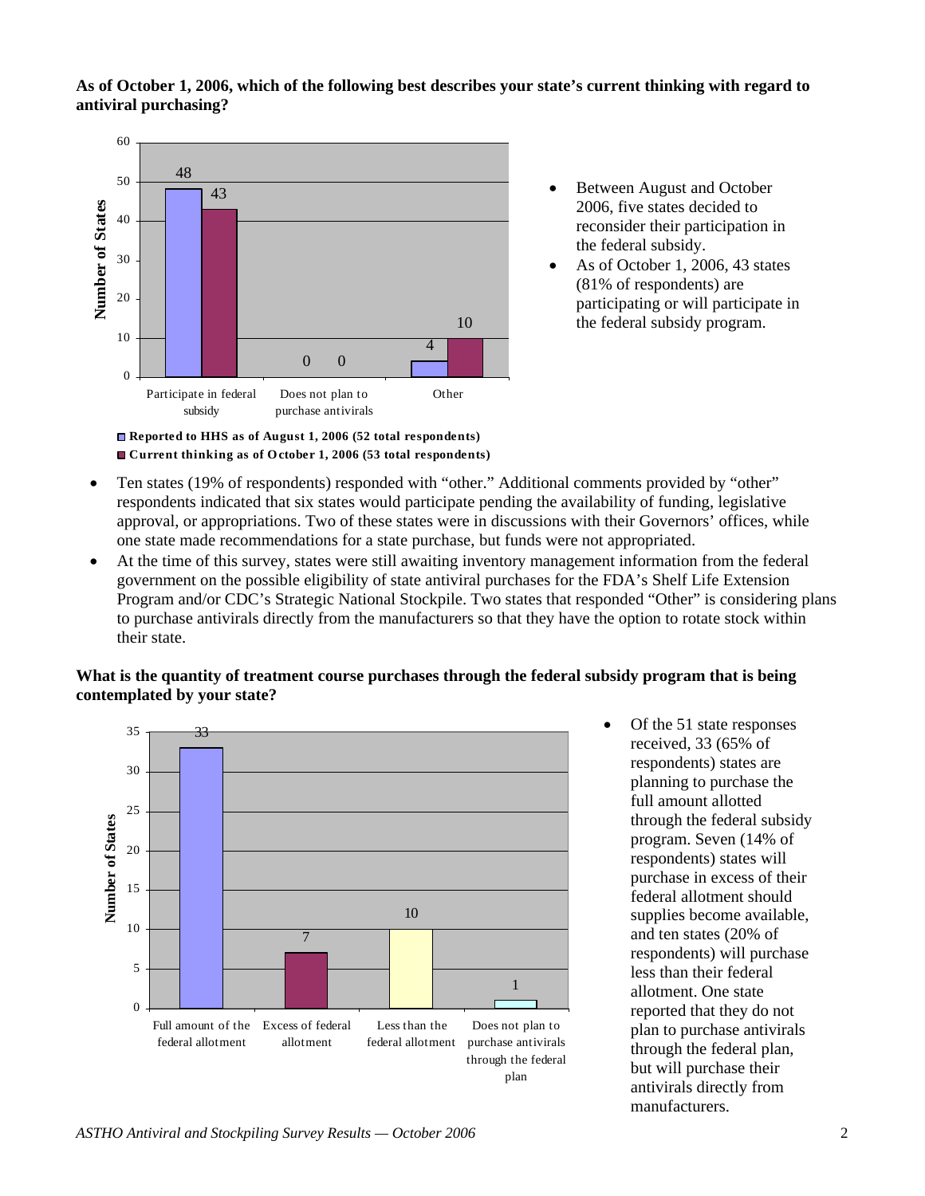**As of October 1, 2006, which of the following best describes your state's current thinking with regard to antiviral purchasing?**

| | Participate in federal subsidy | Does not plan to purchase antivirals | Other |
|---|---|---|---|
| Reported to HHS as of August 1, 2006 (52 total respondents) | 48 | 0 | 4 |
| Current thinking as of October 1, 2006 (53 total respondents) | 43 | 0 | 10 |

- Between August and October 2006, five states decided to reconsider their participation in the federal subsidy.
- As of October 1, 2006, 43 states (81% of respondents) are participating or will participate in the federal subsidy program.

- Ten states (19% of respondents) responded with "other." Additional comments provided by "other" respondents indicated that six states would participate pending the availability of funding, legislative approval, or appropriations. Two of these states were in discussions with their Governors' offices, while one state made recommendations for a state purchase, but funds were not appropriated.
- At the time of this survey, states were still awaiting inventory management information from the federal government on the possible eligibility of state antiviral purchases for the FDA's Shelf Life Extension Program and/or CDC's Strategic National Stockpile. Two states that responded "Other" is considering plans to purchase antivirals directly from the manufacturers so that they have the option to rotate stock within their state.

**What is the quantity of treatment course purchases through the federal subsidy program that is being contemplated by your state?**

| Response | Number of States |
|---|---|
| Full amount of the federal allotment | 33 |
| Excess of federal allotment | 7 |
| Less than the federal allotment | 10 |
| Does not plan to purchase antivirals through the federal plan | 1 |

- Of the 51 state responses received, 33 (65% of respondents) states are planning to purchase the full amount allotted through the federal subsidy program. Seven (14% of respondents) states will purchase in excess of their federal allotment should supplies become available, and ten states (20% of respondents) will purchase less than their federal allotment. One state reported that they do not plan to purchase antivirals through the federal plan, but will purchase their antivirals directly from manufacturers.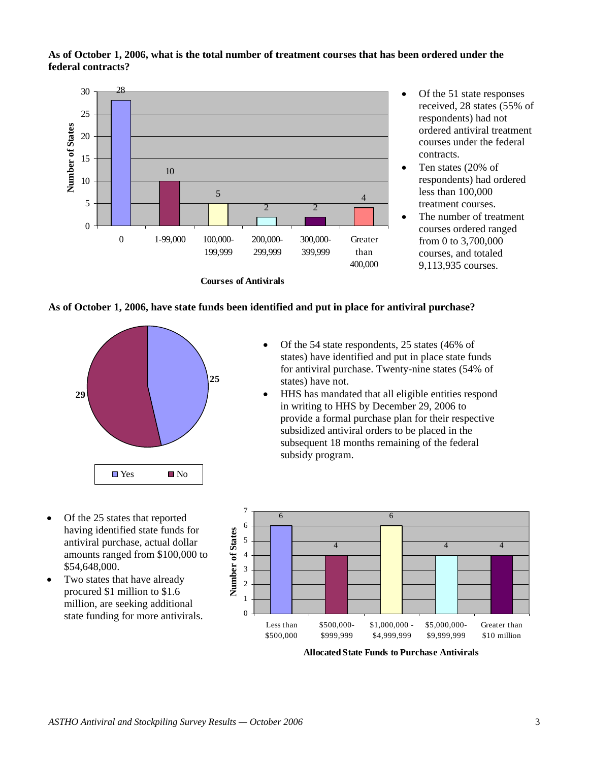**As of October 1, 2006, what is the total number of treatment courses that has been ordered under the federal contracts?**

| Courses of Antivirals | Number of States |
| --- | --- |
| 0 | 28 |
| 1-99,000 | 10 |
| 100,000-199,999 | 5 |
| 200,000-299,999 | 2 |
| 300,000-399,999 | 2 |
| Greater than 400,000 | 4 |

- Of the 51 state responses received, 28 states (55% of respondents) had not ordered antiviral treatment courses under the federal contracts.
- Ten states (20% of respondents) had ordered less than 100,000 treatment courses.
- The number of treatment courses ordered ranged from 0 to 3,700,000 courses, and totaled 9,113,935 courses.

**As of October 1, 2006, have state funds been identified and put in place for antiviral purchase?**

| Response | Number of States |
| --- | --- |
| Yes | 25 |
| No | 29 |

- Of the 54 state respondents, 25 states (46% of states) have identified and put in place state funds for antiviral purchase. Twenty-nine states (54% of states) have not.
- HHS has mandated that all eligible entities respond in writing to HHS by December 29, 2006 to provide a formal purchase plan for their respective subsidized antiviral orders to be placed in the subsequent 18 months remaining of the federal subsidy program.

- Of the 25 states that reported having identified state funds for antiviral purchase, actual dollar amounts ranged from $100,000 to $54,648,000.
- Two states that have already procured $1 million to $1.6 million, are seeking additional state funding for more antivirals.

| Allocated State Funds to Purchase Antivirals | Number of States |
| --- | --- |
| Less than $500,000 | 6 |
| $500,000-$999,999 | 4 |
| $1,000,000 - $4,999,999 | 6 |
| $5,000,000-$9,999,999 | 4 |
| Greater than $10 million | 4 |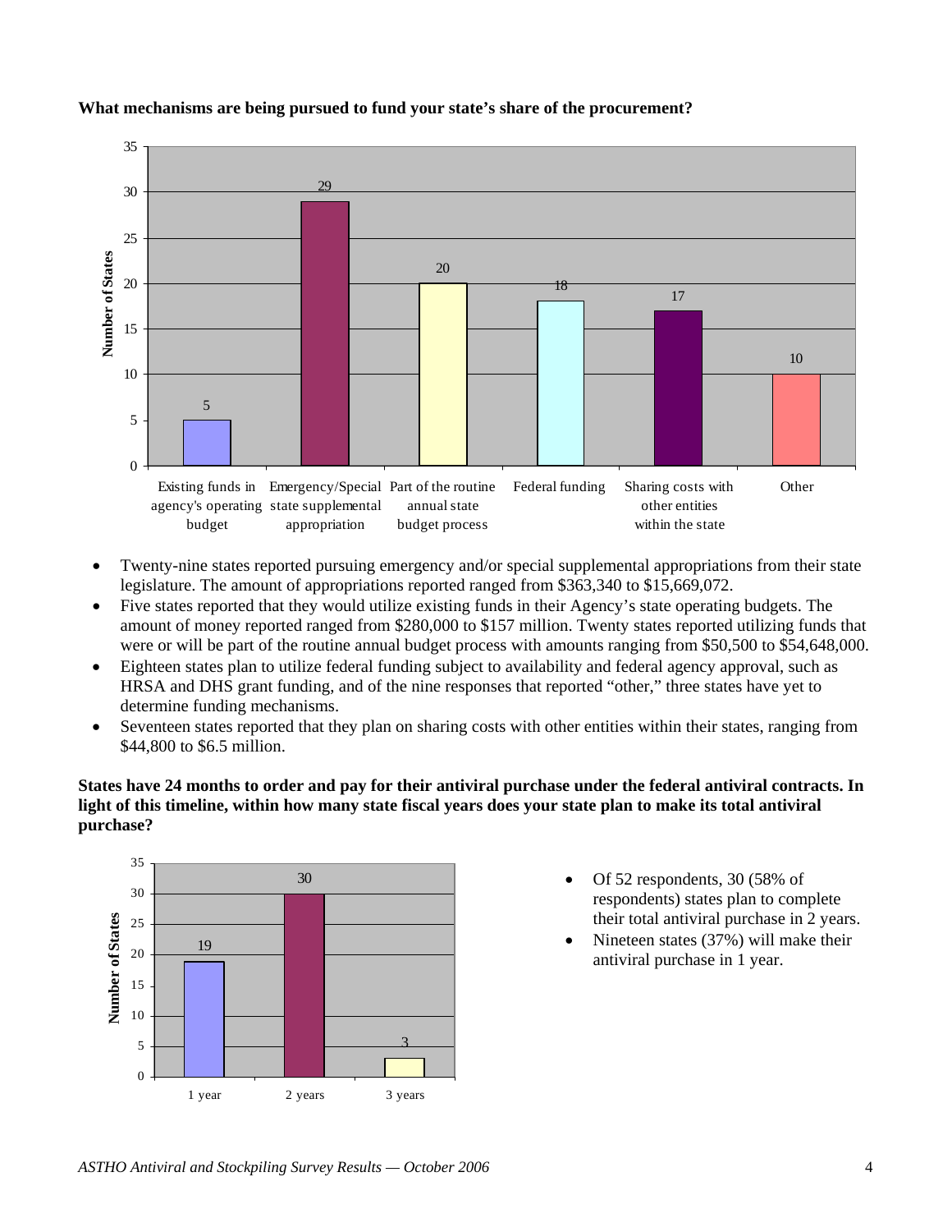**What mechanisms are being pursued to fund your state's share of the procurement?**

| Mechanism | Number of States |
|---|---|
| Existing funds in agency's operating budget | 5 |
| Emergency/Special state supplemental appropriation | 29 |
| Part of the routine annual state budget process | 20 |
| Federal funding | 18 |
| Sharing costs with other entities within the state | 17 |
| Other | 10 |

- Twenty-nine states reported pursuing emergency and/or special supplemental appropriations from their state legislature. The amount of appropriations reported ranged from $363,340 to $15,669,072.
- Five states reported that they would utilize existing funds in their Agency's state operating budgets. The amount of money reported ranged from $280,000 to $157 million. Twenty states reported utilizing funds that were or will be part of the routine annual budget process with amounts ranging from $50,500 to $54,648,000.
- Eighteen states plan to utilize federal funding subject to availability and federal agency approval, such as HRSA and DHS grant funding, and of the nine responses that reported "other," three states have yet to determine funding mechanisms.
- Seventeen states reported that they plan on sharing costs with other entities within their states, ranging from $44,800 to $6.5 million.

**States have 24 months to order and pay for their antiviral purchase under the federal antiviral contracts. In light of this timeline, within how many state fiscal years does your state plan to make its total antiviral purchase?**

| Fiscal Years | Number of States |
|---|---|
| 1 year | 19 |
| 2 years | 30 |
| 3 years | 3 |

- Of 52 respondents, 30 (58% of respondents) states plan to complete their total antiviral purchase in 2 years.
- Nineteen states (37%) will make their antiviral purchase in 1 year.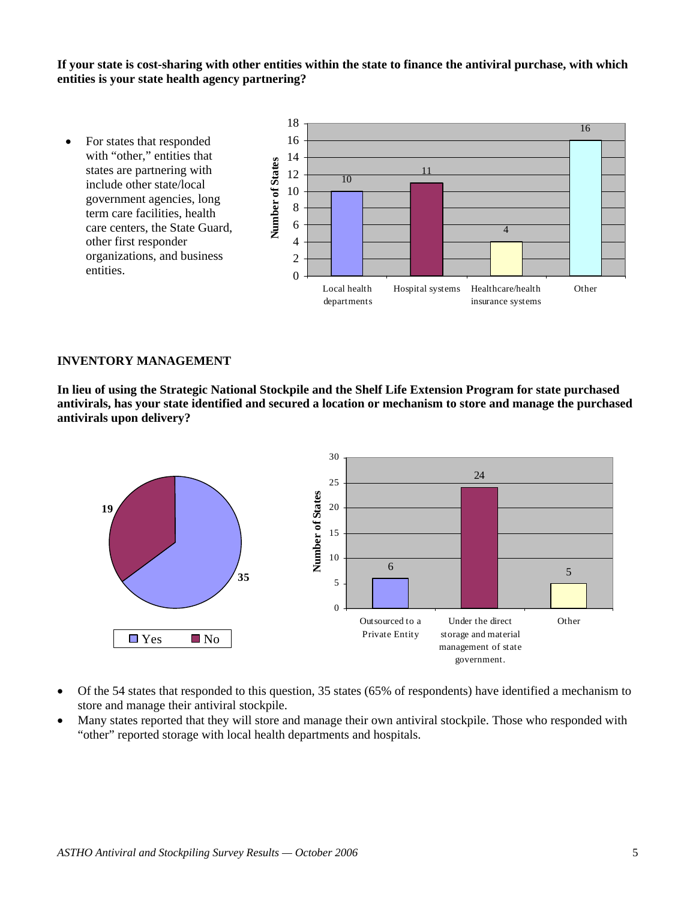**If your state is cost-sharing with other entities within the state to finance the antiviral purchase, with which entities is your state health agency partnering?**

- For states that responded with "other," entities that states are partnering with include other state/local government agencies, long term care facilities, health care centers, the State Guard, other first responder organizations, and business entities.

| Entity | Number of States |
| --- | --- |
| Local health departments | 10 |
| Hospital systems | 11 |
| Healthcare/health insurance systems | 4 |
| Other | 16 |

## INVENTORY MANAGEMENT

**In lieu of using the Strategic National Stockpile and the Shelf Life Extension Program for state purchased antivirals, has your state identified and secured a location or mechanism to store and manage the purchased antivirals upon delivery?**

| Response | Number of States |
| --- | --- |
| Yes | 35 |
| No | 19 |

| Mechanism | Number of States |
| --- | --- |
| Outsourced to a Private Entity | 6 |
| Under the direct storage and material management of state government. | 24 |
| Other | 5 |

- Of the 54 states that responded to this question, 35 states (65% of respondents) have identified a mechanism to store and manage their antiviral stockpile.
- Many states reported that they will store and manage their own antiviral stockpile. Those who responded with "other" reported storage with local health departments and hospitals.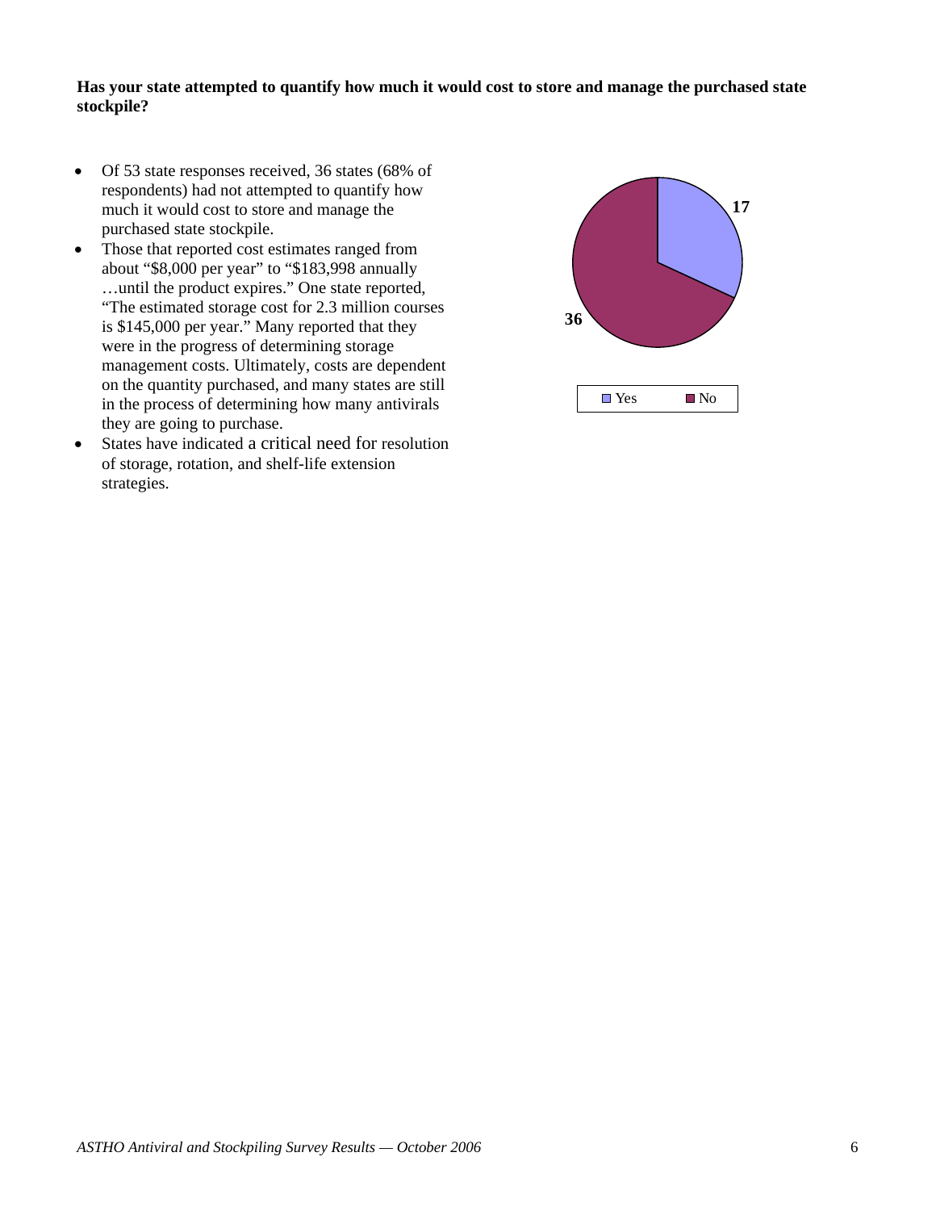**Has your state attempted to quantify how much it would cost to store and manage the purchased state stockpile?**

- Of 53 state responses received, 36 states (68% of respondents) had not attempted to quantify how much it would cost to store and manage the purchased state stockpile.
- Those that reported cost estimates ranged from about "$8,000 per year" to "$183,998 annually …until the product expires." One state reported, "The estimated storage cost for 2.3 million courses is $145,000 per year." Many reported that they were in the progress of determining storage management costs. Ultimately, costs are dependent on the quantity purchased, and many states are still in the process of determining how many antivirals they are going to purchase.
- States have indicated a critical need for resolution of storage, rotation, and shelf-life extension strategies.

17

36

Yes No